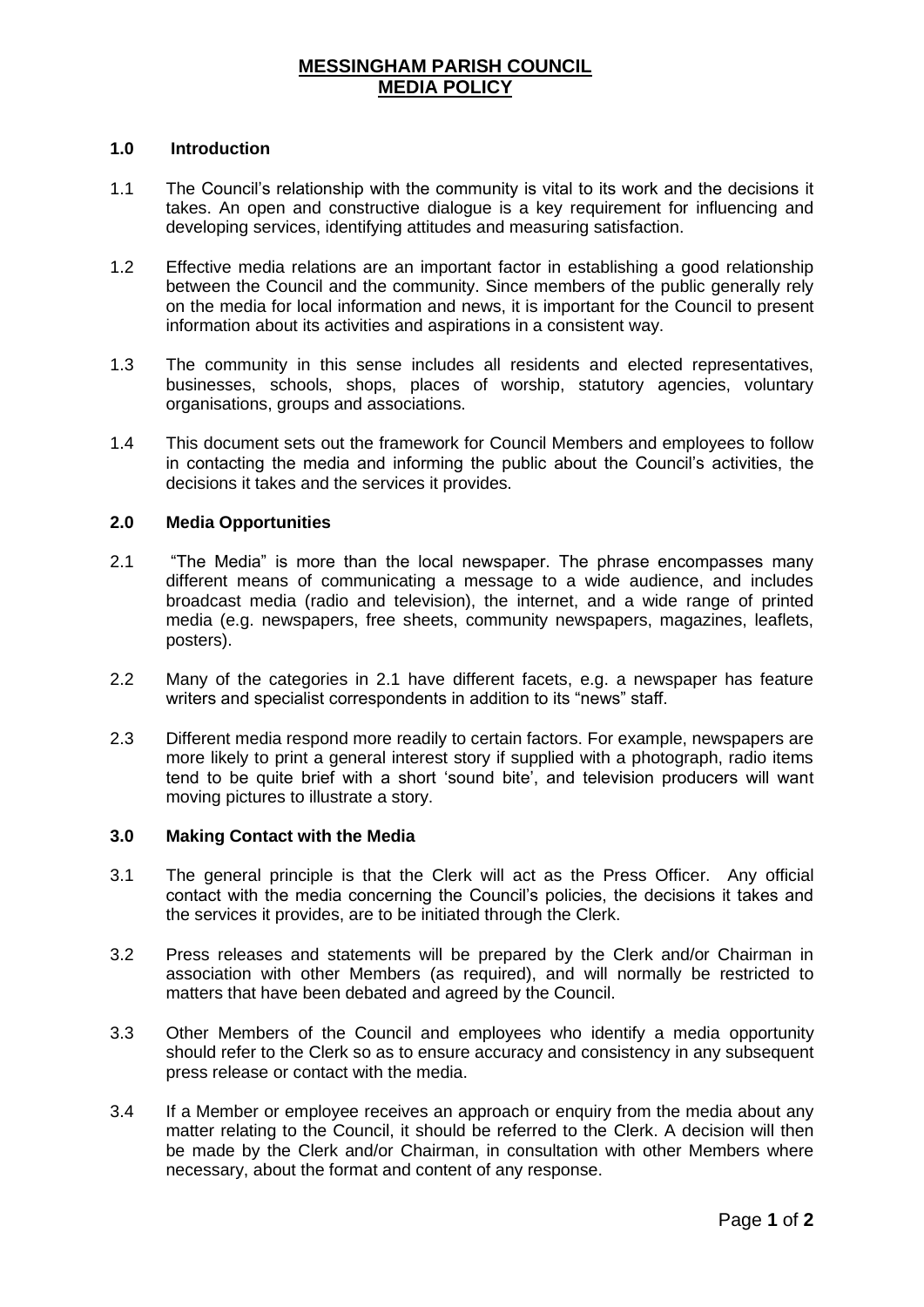# MESSINGHAM PARISH COUNCIL
# MEDIA POLICY

## 1.0 Introduction

1.1 The Council's relationship with the community is vital to its work and the decisions it takes. An open and constructive dialogue is a key requirement for influencing and developing services, identifying attitudes and measuring satisfaction.

1.2 Effective media relations are an important factor in establishing a good relationship between the Council and the community. Since members of the public generally rely on the media for local information and news, it is important for the Council to present information about its activities and aspirations in a consistent way.

1.3 The community in this sense includes all residents and elected representatives, businesses, schools, shops, places of worship, statutory agencies, voluntary organisations, groups and associations.

1.4 This document sets out the framework for Council Members and employees to follow in contacting the media and informing the public about the Council's activities, the decisions it takes and the services it provides.

## 2.0 Media Opportunities

2.1 "The Media" is more than the local newspaper. The phrase encompasses many different means of communicating a message to a wide audience, and includes broadcast media (radio and television), the internet, and a wide range of printed media (e.g. newspapers, free sheets, community newspapers, magazines, leaflets, posters).

2.2 Many of the categories in 2.1 have different facets, e.g. a newspaper has feature writers and specialist correspondents in addition to its "news" staff.

2.3 Different media respond more readily to certain factors. For example, newspapers are more likely to print a general interest story if supplied with a photograph, radio items tend to be quite brief with a short 'sound bite', and television producers will want moving pictures to illustrate a story.

## 3.0 Making Contact with the Media

3.1 The general principle is that the Clerk will act as the Press Officer. Any official contact with the media concerning the Council's policies, the decisions it takes and the services it provides, are to be initiated through the Clerk.

3.2 Press releases and statements will be prepared by the Clerk and/or Chairman in association with other Members (as required), and will normally be restricted to matters that have been debated and agreed by the Council.

3.3 Other Members of the Council and employees who identify a media opportunity should refer to the Clerk so as to ensure accuracy and consistency in any subsequent press release or contact with the media.

3.4 If a Member or employee receives an approach or enquiry from the media about any matter relating to the Council, it should be referred to the Clerk. A decision will then be made by the Clerk and/or Chairman, in consultation with other Members where necessary, about the format and content of any response.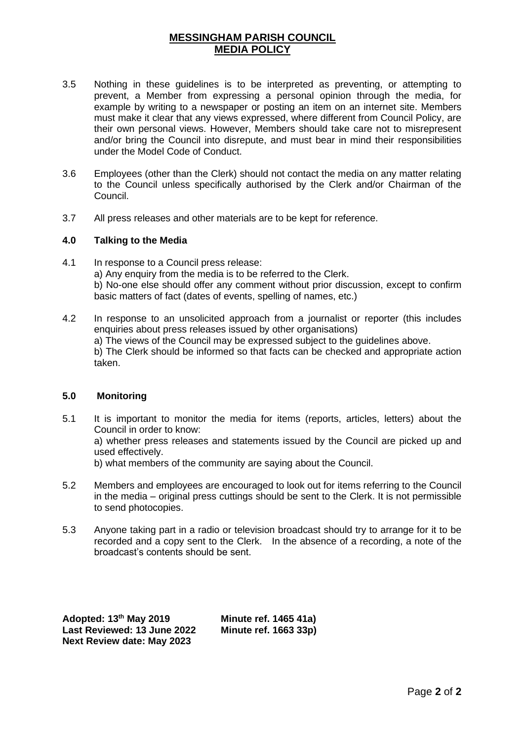# MESSINGHAM PARISH COUNCIL
## MEDIA POLICY

3.5 Nothing in these guidelines is to be interpreted as preventing, or attempting to prevent, a Member from expressing a personal opinion through the media, for example by writing to a newspaper or posting an item on an internet site. Members must make it clear that any views expressed, where different from Council Policy, are their own personal views. However, Members should take care not to misrepresent and/or bring the Council into disrepute, and must bear in mind their responsibilities under the Model Code of Conduct.

3.6 Employees (other than the Clerk) should not contact the media on any matter relating to the Council unless specifically authorised by the Clerk and/or Chairman of the Council.

3.7 All press releases and other materials are to be kept for reference.

### 4.0 Talking to the Media

4.1 In response to a Council press release:
a) Any enquiry from the media is to be referred to the Clerk.
b) No-one else should offer any comment without prior discussion, except to confirm basic matters of fact (dates of events, spelling of names, etc.)

4.2 In response to an unsolicited approach from a journalist or reporter (this includes enquiries about press releases issued by other organisations)
a) The views of the Council may be expressed subject to the guidelines above.
b) The Clerk should be informed so that facts can be checked and appropriate action taken.

### 5.0 Monitoring

5.1 It is important to monitor the media for items (reports, articles, letters) about the Council in order to know:
a) whether press releases and statements issued by the Council are picked up and used effectively.
b) what members of the community are saying about the Council.

5.2 Members and employees are encouraged to look out for items referring to the Council in the media – original press cuttings should be sent to the Clerk. It is not permissible to send photocopies.

5.3 Anyone taking part in a radio or television broadcast should try to arrange for it to be recorded and a copy sent to the Clerk. In the absence of a recording, a note of the broadcast's contents should be sent.

**Adopted: 13th May 2019** **Minute ref. 1465 41a)**
**Last Reviewed: 13 June 2022** **Minute ref. 1663 33p)**
**Next Review date: May 2023**